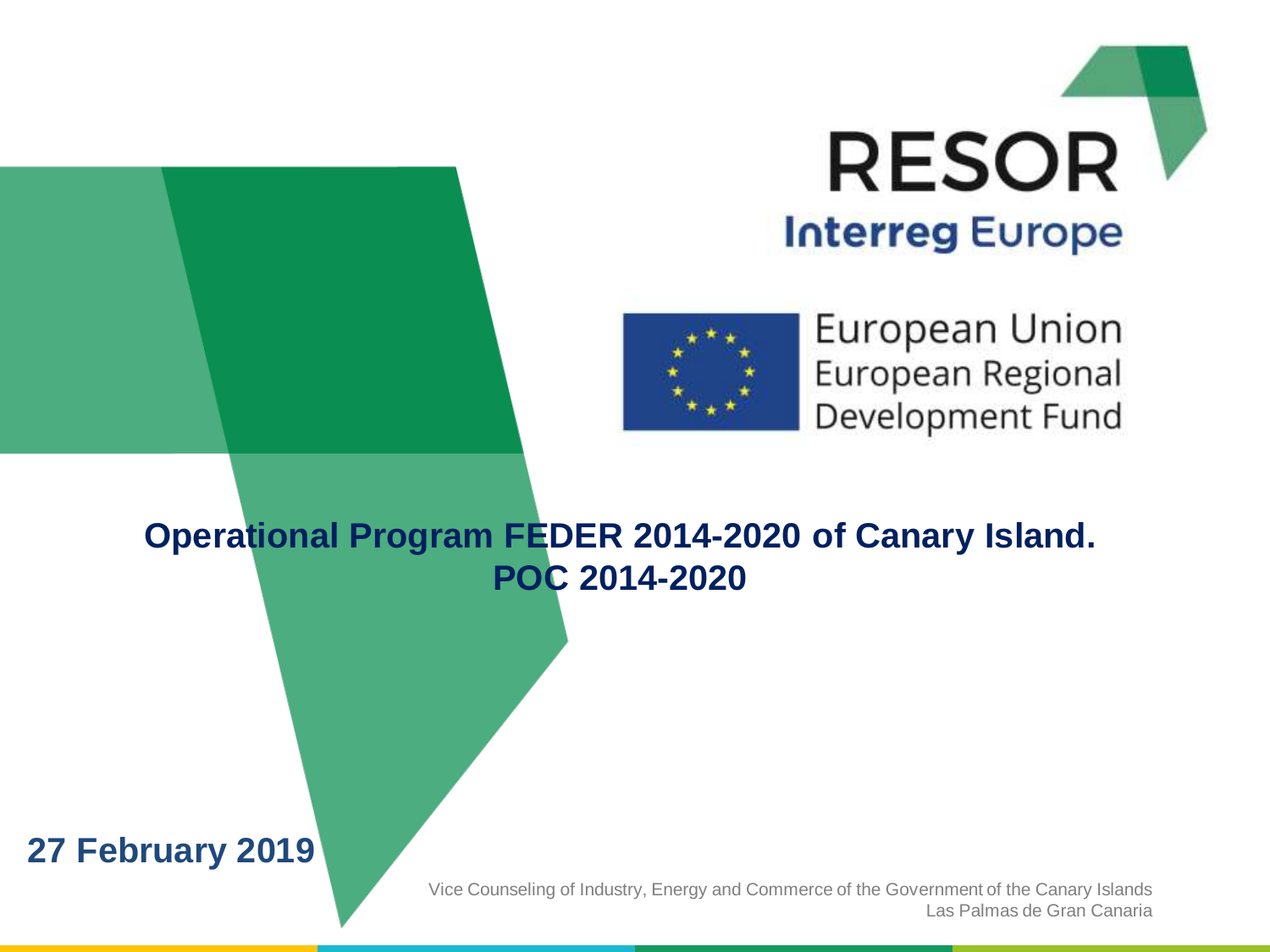RESOR

Interreg Europe

European Union
European Regional Development Fund

# Operational Program FEDER 2014-2020 of Canary Island. POC 2014-2020

**27 February 2019**

Vice Counseling of Industry, Energy and Commerce of the Government of the Canary Islands
Las Palmas de Gran Canaria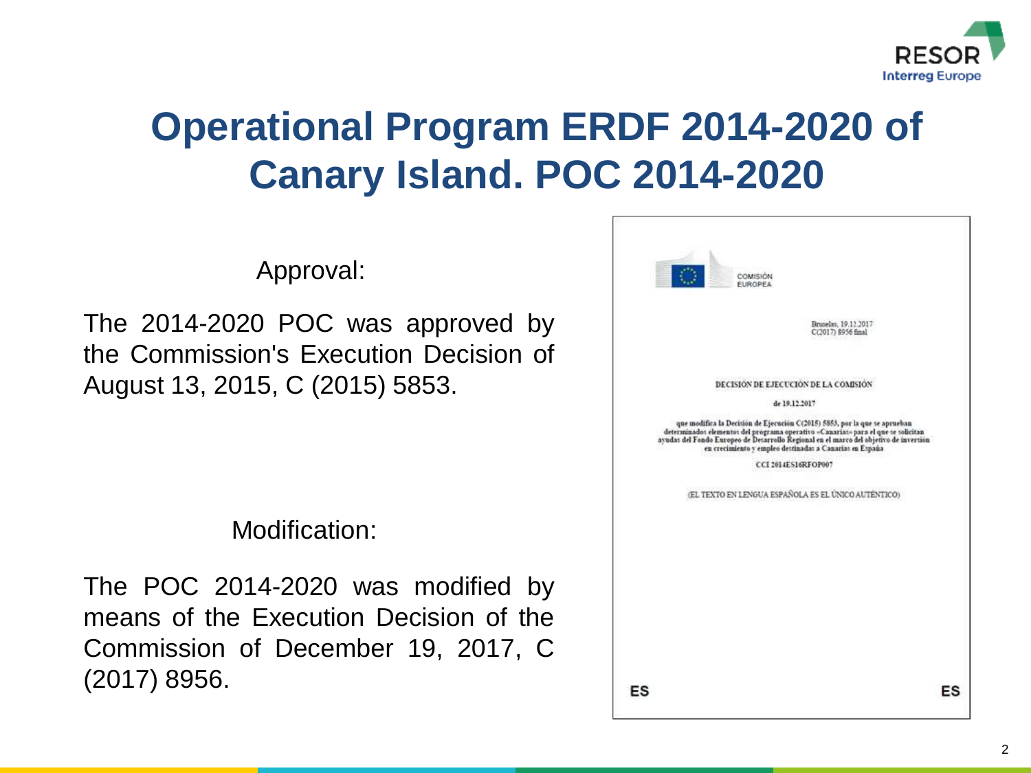# Operational Program ERDF 2014-2020 of Canary Island. POC 2014-2020

Approval:

The 2014-2020 POC was approved by the Commission's Execution Decision of August 13, 2015, C (2015) 5853.

Modification:

The POC 2014-2020 was modified by means of the Execution Decision of the Commission of December 19, 2017, C (2017) 8956.

COMISIÓN EUROPEA

Bruselas, 19.12.2017
C(2017) 8956 final

DECISIÓN DE EJECUCIÓN DE LA COMISIÓN

de 19.12.2017

que modifica la Decisión de Ejecución C(2015) 5853, por la que se aprueban determinados elementos del programa operativo «Canarias» para el que se solicitan ayudas del Fondo Europeo de Desarrollo Regional en el marco del objetivo de inversión en crecimiento y empleo destinadas a Canarias en España

CCI 2014ES16RFOP007

(EL TEXTO EN LENGUA ESPAÑOLA ES EL ÚNICO AUTÉNTICO)

ES ES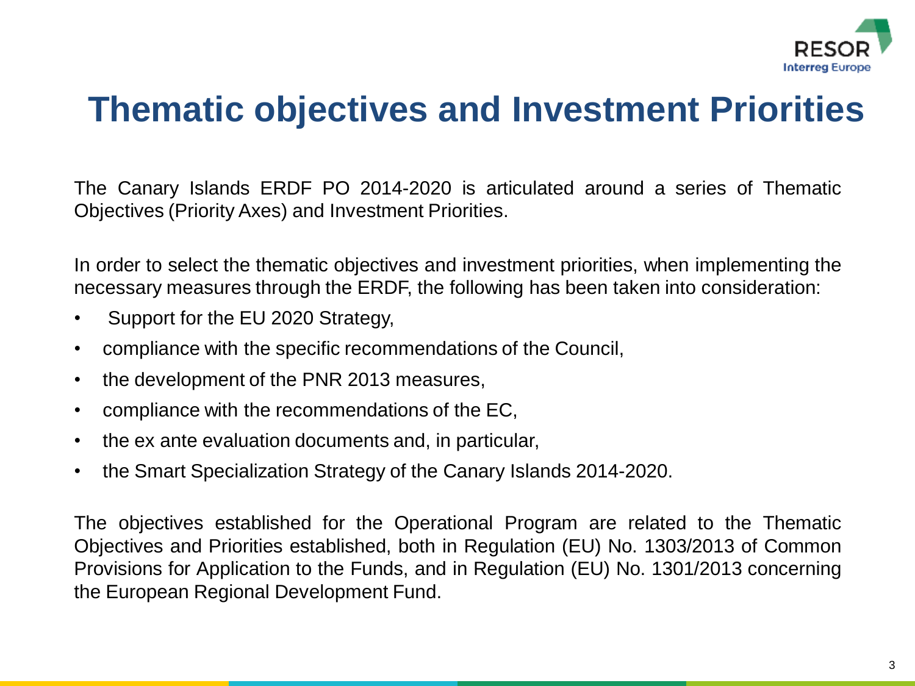# Thematic objectives and Investment Priorities

The Canary Islands ERDF PO 2014-2020 is articulated around a series of Thematic Objectives (Priority Axes) and Investment Priorities.

In order to select the thematic objectives and investment priorities, when implementing the necessary measures through the ERDF, the following has been taken into consideration:

- Support for the EU 2020 Strategy,
- compliance with the specific recommendations of the Council,
- the development of the PNR 2013 measures,
- compliance with the recommendations of the EC,
- the ex ante evaluation documents and, in particular,
- the Smart Specialization Strategy of the Canary Islands 2014-2020.

The objectives established for the Operational Program are related to the Thematic Objectives and Priorities established, both in Regulation (EU) No. 1303/2013 of Common Provisions for Application to the Funds, and in Regulation (EU) No. 1301/2013 concerning the European Regional Development Fund.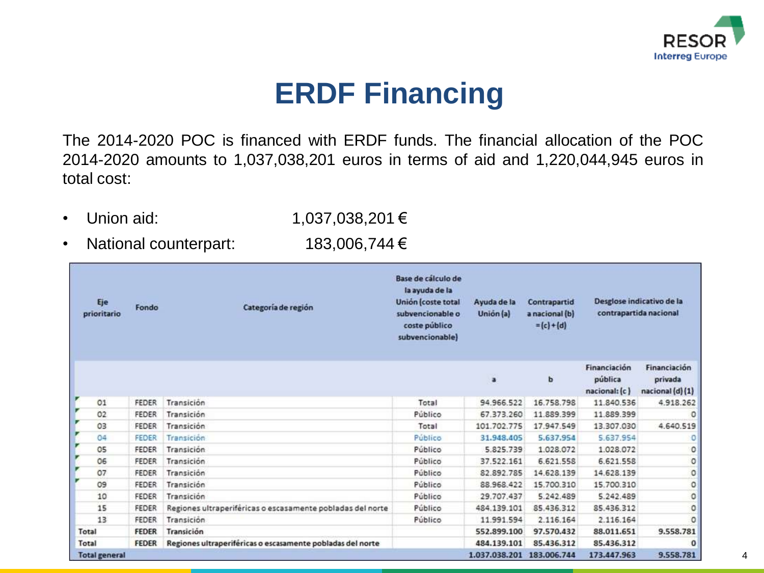# ERDF Financing

The 2014-2020 POC is financed with ERDF funds. The financial allocation of the POC 2014-2020 amounts to 1,037,038,201 euros in terms of aid and 1,220,044,945 euros in total cost:

- Union aid: 1,037,038,201 €
- National counterpart: 183,006,744 €

| Eje prioritario | Fondo | Categoría de región | Base de cálculo de la ayuda de la Unión (coste total subvencionable o coste público subvencionable) | Ayuda de la Unión (a) | Contrapartida nacional (b) = (c) + (d) | Desglose indicativo de la contrapartida nacional | |
|---|---|---|---|---|---|---|---|
| | | | | a | b | Financiación pública nacional: (c) | Financiación privada nacional (d) (1) |
| 01 | FEDER | Transición | Total | 94.966.522 | 16.758.798 | 11.840.536 | 4.918.262 |
| 02 | FEDER | Transición | Público | 67.373.260 | 11.889.399 | 11.889.399 | 0 |
| 03 | FEDER | Transición | Total | 101.702.775 | 17.947.549 | 13.307.030 | 4.640.519 |
| 04 | FEDER | Transición | Público | 31.948.405 | 5.637.954 | 5.637.954 | 0 |
| 05 | FEDER | Transición | Público | 5.825.739 | 1.028.072 | 1.028.072 | 0 |
| 06 | FEDER | Transición | Público | 37.522.161 | 6.621.558 | 6.621.558 | 0 |
| 07 | FEDER | Transición | Público | 82.892.785 | 14.628.139 | 14.628.139 | 0 |
| 09 | FEDER | Transición | Público | 88.968.422 | 15.700.310 | 15.700.310 | 0 |
| 10 | FEDER | Transición | Público | 29.707.437 | 5.242.489 | 5.242.489 | 0 |
| 15 | FEDER | Regiones ultraperiféricas o escasamente pobladas del norte | Público | 484.139.101 | 85.436.312 | 85.436.312 | 0 |
| 13 | FEDER | Transición | Público | 11.991.594 | 2.116.164 | 2.116.164 | 0 |
| **Total** | **FEDER** | **Transición** | | **552.899.100** | **97.570.432** | **88.011.651** | **9.558.781** |
| **Total** | **FEDER** | **Regiones ultraperiféricas o escasamente pobladas del norte** | | **484.139.101** | **85.436.312** | **85.436.312** | **0** |
| **Total general** | | | | **1.037.038.201** | **183.006.744** | **173.447.963** | **9.558.781** |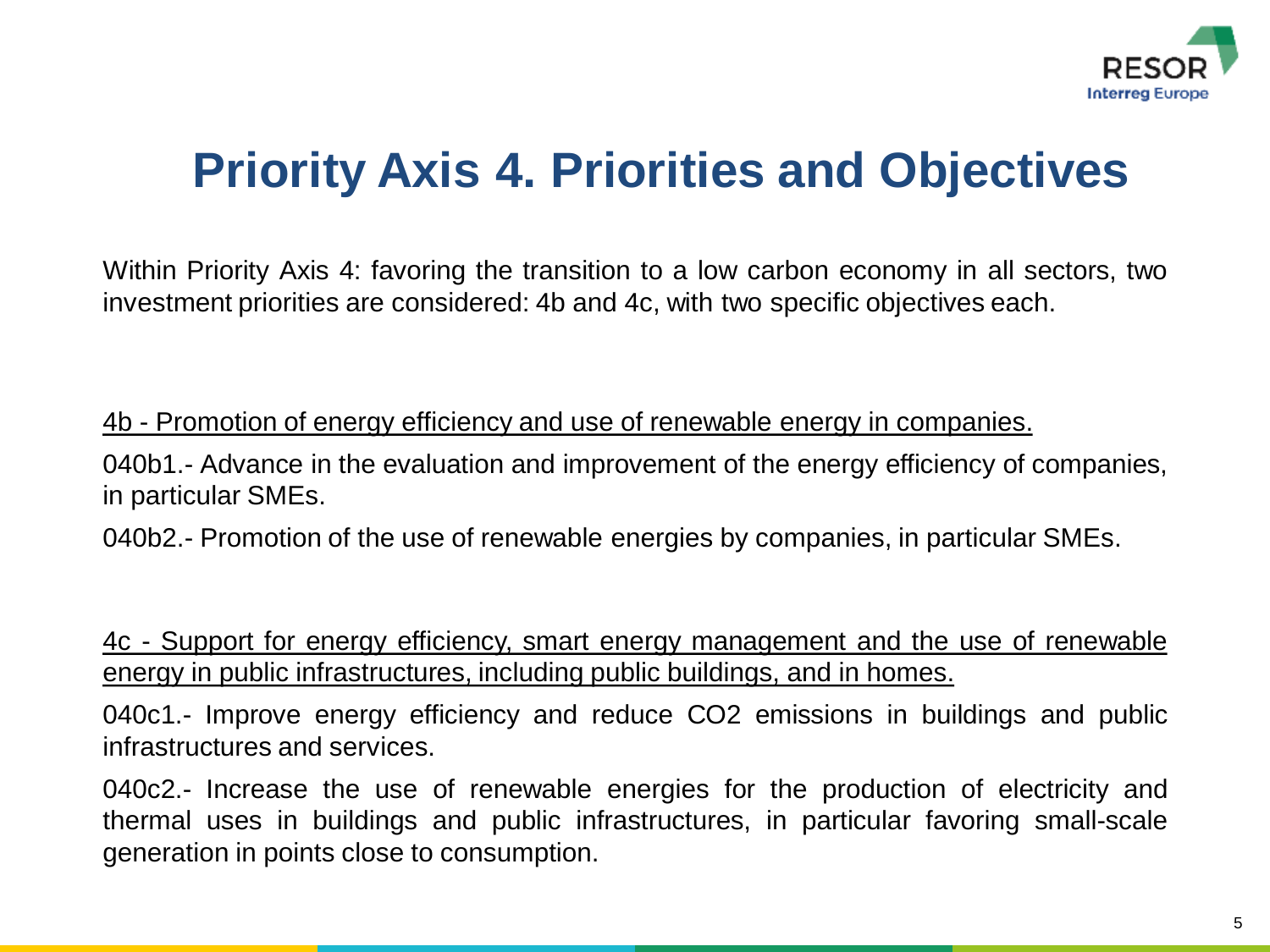# Priority Axis 4. Priorities and Objectives

Within Priority Axis 4: favoring the transition to a low carbon economy in all sectors, two investment priorities are considered: 4b and 4c, with two specific objectives each.

4b - Promotion of energy efficiency and use of renewable energy in companies.

040b1.- Advance in the evaluation and improvement of the energy efficiency of companies, in particular SMEs.

040b2.- Promotion of the use of renewable energies by companies, in particular SMEs.

4c - Support for energy efficiency, smart energy management and the use of renewable energy in public infrastructures, including public buildings, and in homes.

040c1.- Improve energy efficiency and reduce $CO_2$ emissions in buildings and public infrastructures and services.

040c2.- Increase the use of renewable energies for the production of electricity and thermal uses in buildings and public infrastructures, in particular favoring small-scale generation in points close to consumption.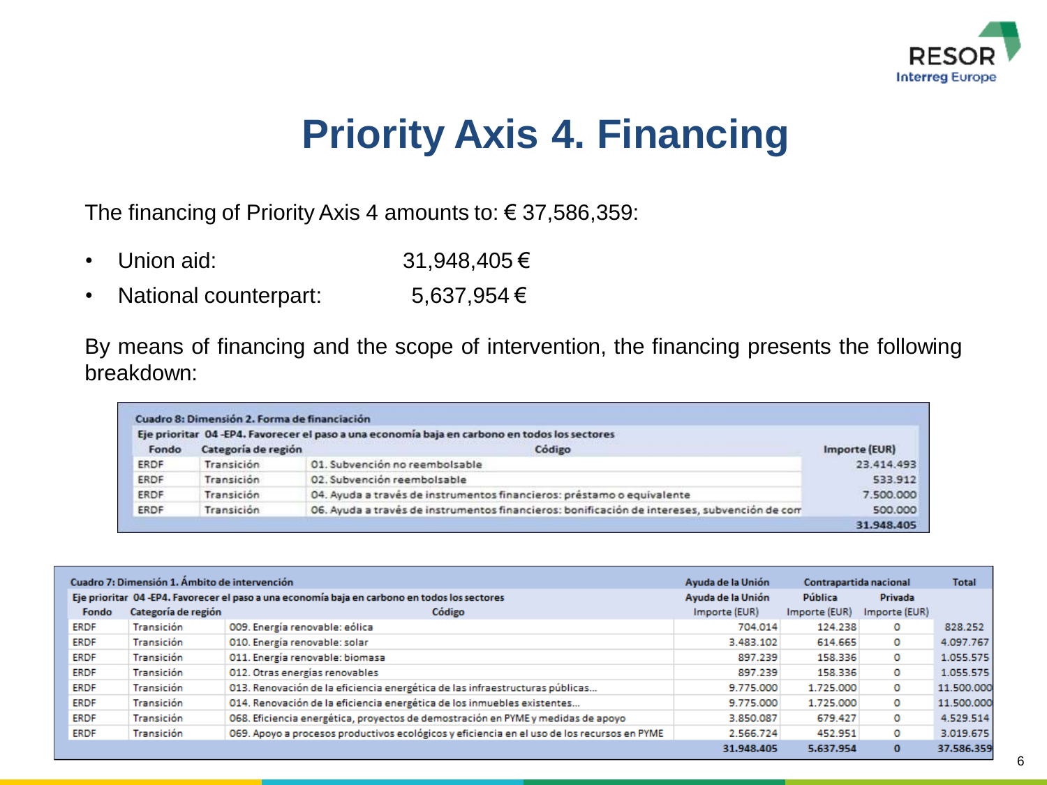# Priority Axis 4. Financing

The financing of Priority Axis 4 amounts to: € 37,586,359:

- Union aid: 31,948,405 €
- National counterpart: 5,637,954 €

By means of financing and the scope of intervention, the financing presents the following breakdown:

| Cuadro 8: Dimensión 2. Forma de financiación | | | |
|---|---|---|---|
| Eje prioritar 04 -EP4. Favorecer el paso a una economía baja en carbono en todos los sectores | | | |
| Fondo | Categoría de región | Código | Importe (EUR) |
| ERDF | Transición | 01. Subvención no reembolsable | 23.414.493 |
| ERDF | Transición | 02. Subvención reembolsable | 533.912 |
| ERDF | Transición | 04. Ayuda a través de instrumentos financieros: préstamo o equivalente | 7.500.000 |
| ERDF | Transición | 06. Ayuda a través de instrumentos financieros: bonificación de intereses, subvención de com | 500.000 |
| | | | 31.948.405 |

| Cuadro 7: Dimensión 1. Ámbito de intervención | | | Ayuda de la Unión | Contrapartida nacional | | Total |
|---|---|---|---|---|---|---|
| Eje prioritar 04 -EP4. Favorecer el paso a una economía baja en carbono en todos los sectores | | | Ayuda de la Unión | Pública | Privada | |
| Fondo | Categoría de región | Código | Importe (EUR) | Importe (EUR) | Importe (EUR) | |
| ERDF | Transición | 009. Energía renovable: eólica | 704.014 | 124.238 | 0 | 828.252 |
| ERDF | Transición | 010. Energía renovable: solar | 3.483.102 | 614.665 | 0 | 4.097.767 |
| ERDF | Transición | 011. Energía renovable: biomasa | 897.239 | 158.336 | 0 | 1.055.575 |
| ERDF | Transición | 012. Otras energías renovables | 897.239 | 158.336 | 0 | 1.055.575 |
| ERDF | Transición | 013. Renovación de la eficiencia energética de las infraestructuras públicas... | 9.775.000 | 1.725.000 | 0 | 11.500.000 |
| ERDF | Transición | 014. Renovación de la eficiencia energética de los inmuebles existentes... | 9.775.000 | 1.725.000 | 0 | 11.500.000 |
| ERDF | Transición | 068. Eficiencia energética, proyectos de demostración en PYME y medidas de apoyo | 3.850.087 | 679.427 | 0 | 4.529.514 |
| ERDF | Transición | 069. Apoyo a procesos productivos ecológicos y eficiencia en el uso de los recursos en PYME | 2.566.724 | 452.951 | 0 | 3.019.675 |
| | | | 31.948.405 | 5.637.954 | 0 | 37.586.359 |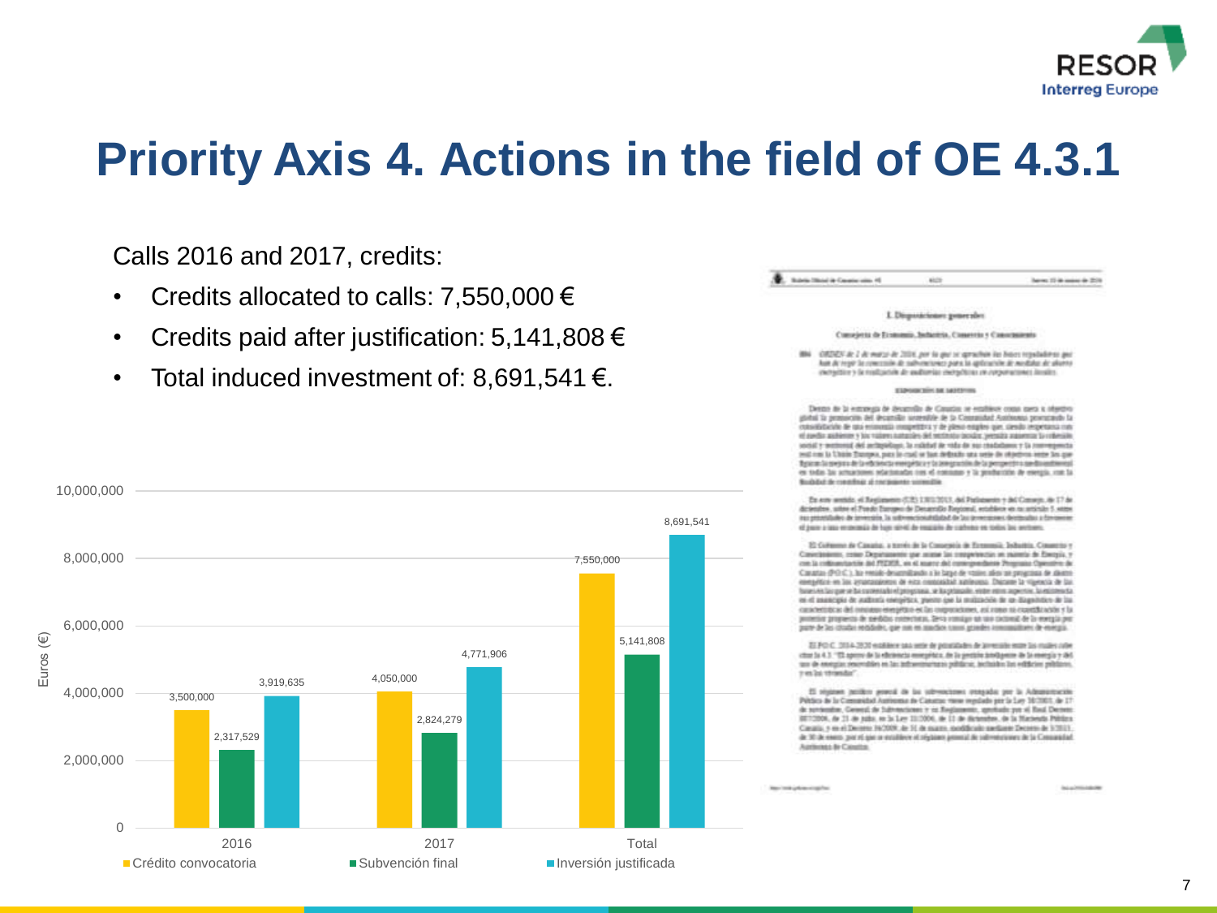# Priority Axis 4. Actions in the field of OE 4.3.1

Calls 2016 and 2017, credits:

- Credits allocated to calls: 7,550,000 €
- Credits paid after justification: 5,141,808 €
- Total induced investment of: 8,691,541 €.

| | Crédito convocatoria | Subvención final | Inversión justificada |
|---|---|---|---|
| 2016 | 3,500,000 | 2,317,529 | 3,919,635 |
| 2017 | 4,050,000 | 2,824,279 | 4,771,906 |
| Total | 7,550,000 | 5,141,808 | 8,691,541 |

Euros (€)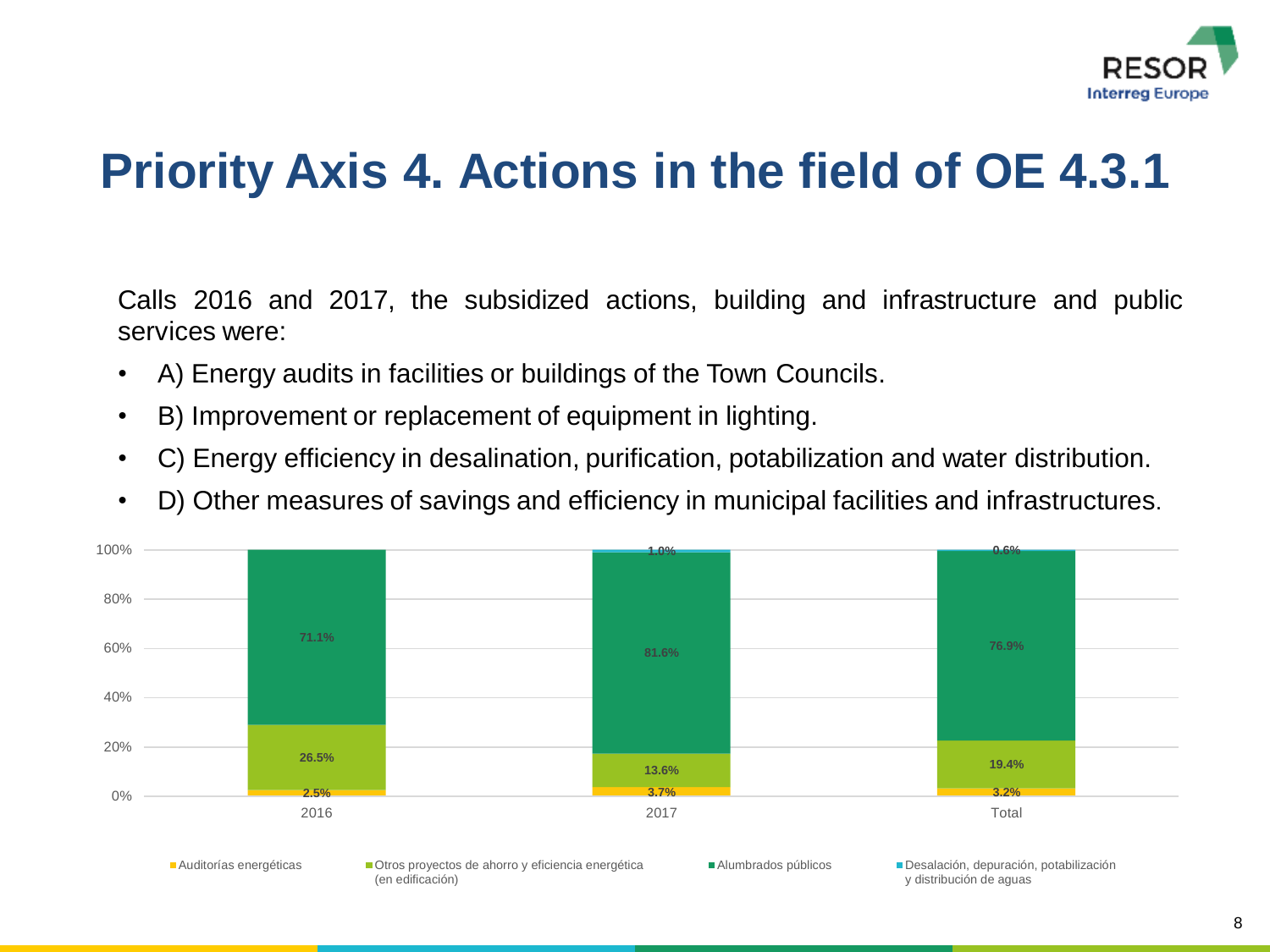# Priority Axis 4. Actions in the field of OE 4.3.1

Calls 2016 and 2017, the subsidized actions, building and infrastructure and public services were:

- A) Energy audits in facilities or buildings of the Town Councils.
- B) Improvement or replacement of equipment in lighting.
- C) Energy efficiency in desalination, purification, potabilization and water distribution.
- D) Other measures of savings and efficiency in municipal facilities and infrastructures.

| | 2016 | 2017 | Total |
|---|---|---|---|
| Auditorías energéticas | 2.5% | 3.7% | 3.2% |
| Otros proyectos de ahorro y eficiencia energética (en edificación) | 26.5% | 13.6% | 19.4% |
| Alumbrados públicos | 71.1% | 81.6% | 76.9% |
| Desalación, depuración, potabilización y distribución de aguas | | 1.0% | 0.6% |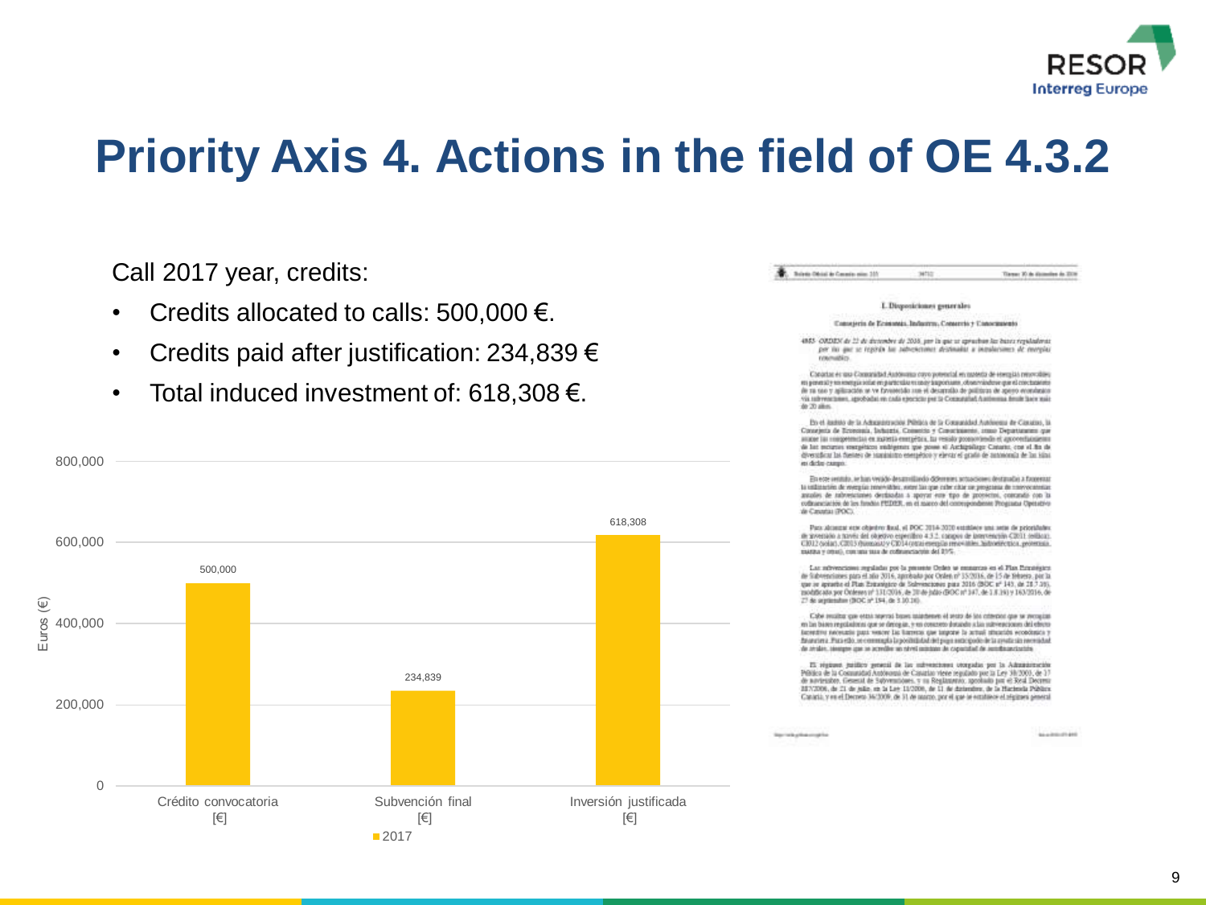# Priority Axis 4. Actions in the field of OE 4.3.2

Call 2017 year, credits:

- Credits allocated to calls: 500,000 €.
- Credits paid after justification: 234,839 €
- Total induced investment of: 618,308 €.

| | Crédito convocatoria [€] | Subvención final [€] | Inversión justificada [€] |
|---|---|---|---|
| 2017 | 500,000 | 234,839 | 618,308 |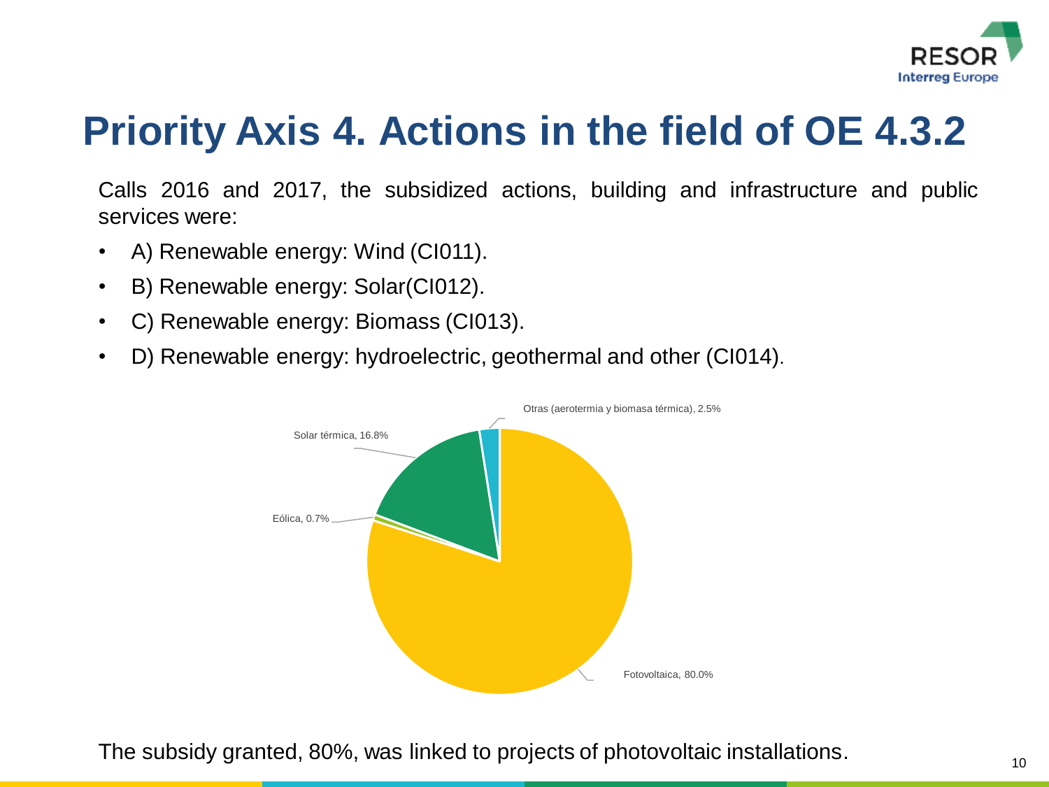# Priority Axis 4. Actions in the field of OE 4.3.2

Calls 2016 and 2017, the subsidized actions, building and infrastructure and public services were:

- A) Renewable energy: Wind (CI011).
- B) Renewable energy: Solar(CI012).
- C) Renewable energy: Biomass (CI013).
- D) Renewable energy: hydroelectric, geothermal and other (CI014).

Otras (aerotermia y biomasa térmica), 2.5%

Solar térmica, 16.8%

Eólica, 0.7%

Fotovoltaica, 80.0%

The subsidy granted, 80%, was linked to projects of photovoltaic installations.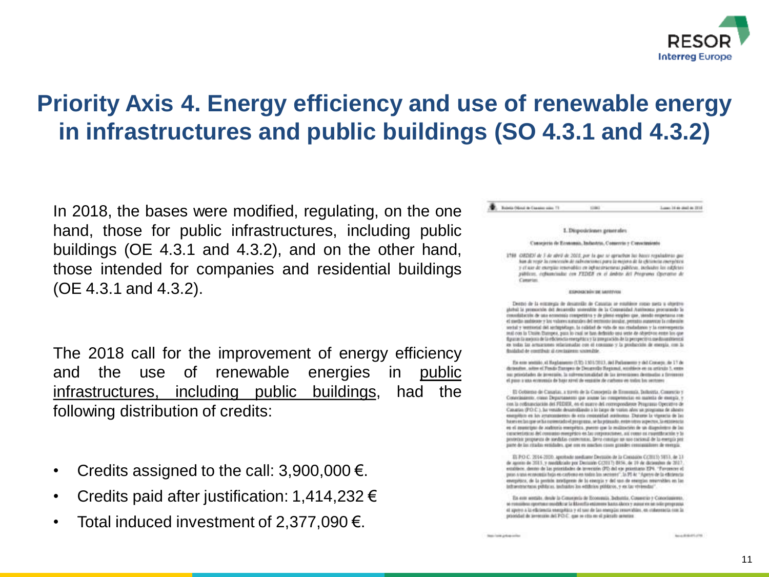# Priority Axis 4. Energy efficiency and use of renewable energy in infrastructures and public buildings (SO 4.3.1 and 4.3.2)

In 2018, the bases were modified, regulating, on the one hand, those for public infrastructures, including public buildings (OE 4.3.1 and 4.3.2), and on the other hand, those intended for companies and residential buildings (OE 4.3.1 and 4.3.2).

The 2018 call for the improvement of energy efficiency and the use of renewable energies in <u>public infrastructures, including public buildings</u>, had the following distribution of credits:

- Credits assigned to the call: 3,900,000 €.
- Credits paid after justification: 1,414,232 €
- Total induced investment of 2,377,090 €.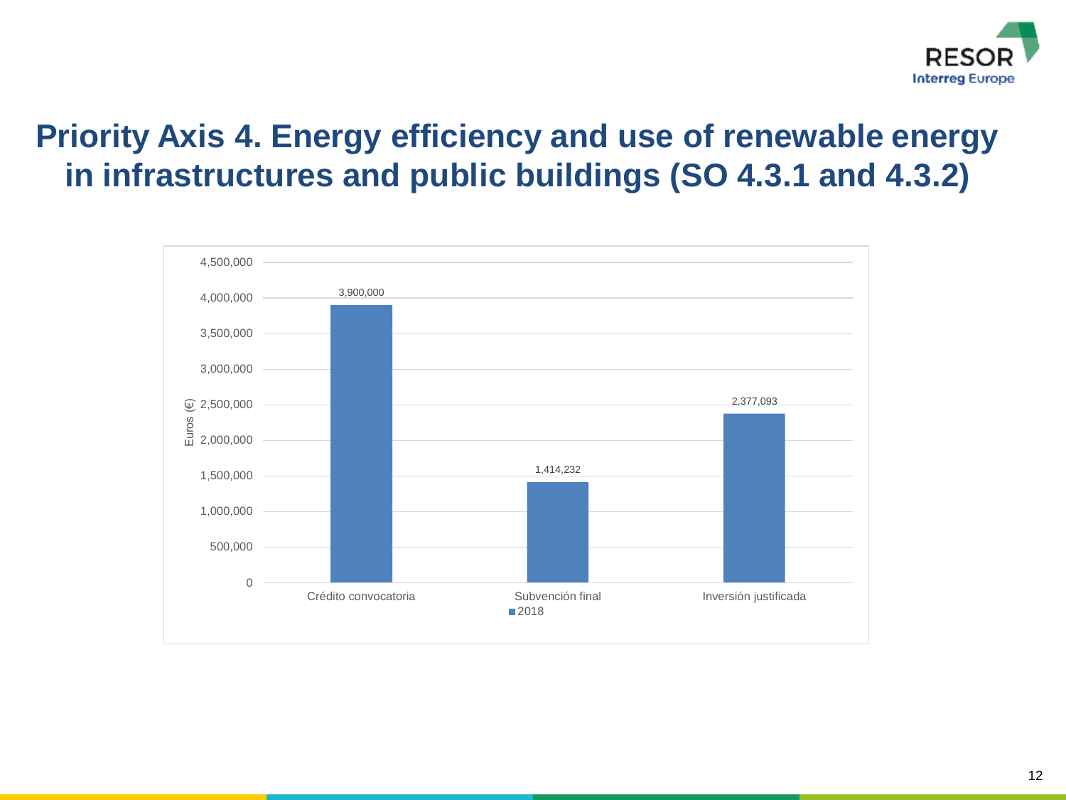# Priority Axis 4. Energy efficiency and use of renewable energy in infrastructures and public buildings (SO 4.3.1 and 4.3.2)

| | 2018 (Euros (€)) |
|---|---|
| Crédito convocatoria | 3,900,000 |
| Subvención final | 1,414,232 |
| Inversión justificada | 2,377,093 |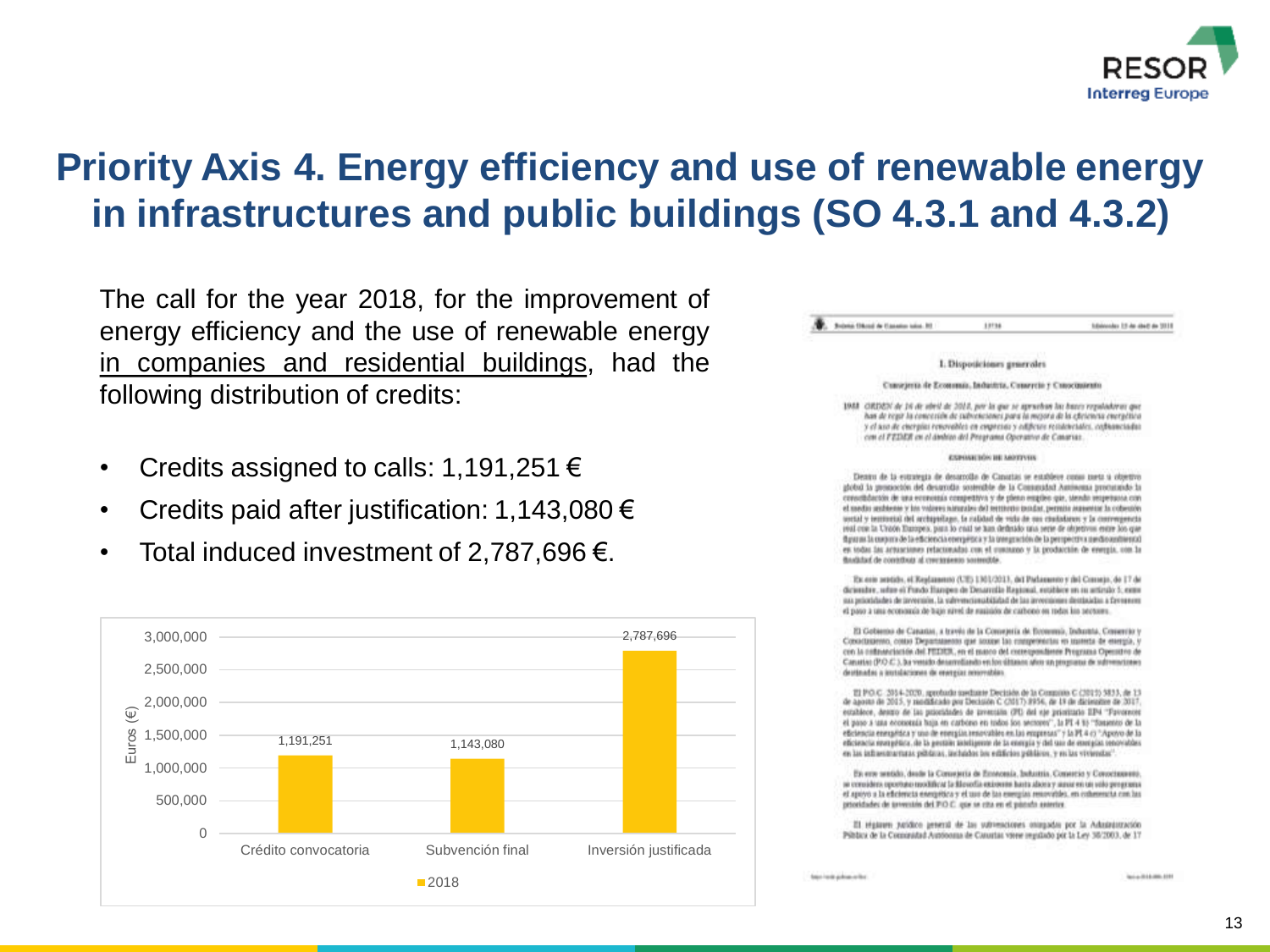# Priority Axis 4. Energy efficiency and use of renewable energy in infrastructures and public buildings (SO 4.3.1 and 4.3.2)

The call for the year 2018, for the improvement of energy efficiency and the use of renewable energy in companies and residential buildings, had the following distribution of credits:

- Credits assigned to calls: 1,191,251 €
- Credits paid after justification: 1,143,080 €
- Total induced investment of 2,787,696 €.

| | Crédito convocatoria | Subvención final | Inversión justificada |
|---|---|---|---|
| 2018 (Euros (€)) | 1,191,251 | 1,143,080 | 2,787,696 |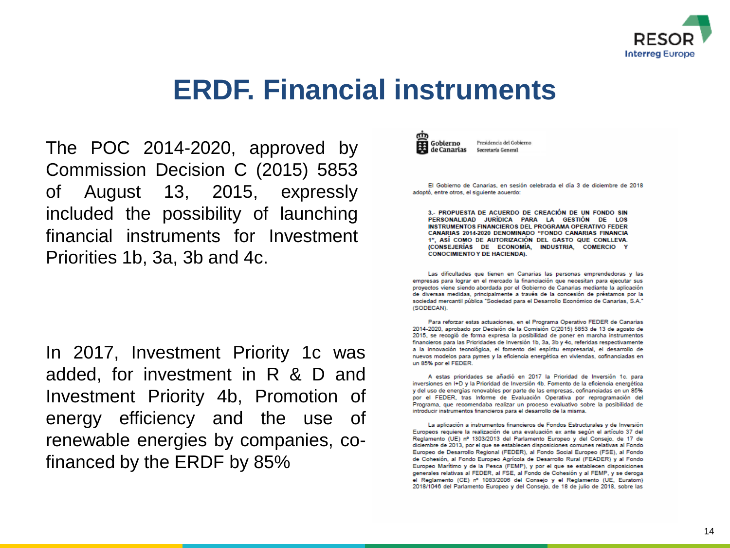# ERDF. Financial instruments

The POC 2014-2020, approved by Commission Decision C (2015) 5853 of August 13, 2015, expressly included the possibility of launching financial instruments for Investment Priorities 1b, 3a, 3b and 4c.

In 2017, Investment Priority 1c was added, for investment in R & D and Investment Priority 4b, Promotion of energy efficiency and the use of renewable energies by companies, co-financed by the ERDF by 85%

Gobierno de Canarias

Presidencia del Gobierno
Secretaría General

El Gobierno de Canarias, en sesión celebrada el día 3 de diciembre de 2018 adoptó, entre otros, el siguiente acuerdo:

**3.- PROPUESTA DE ACUERDO DE CREACIÓN DE UN FONDO SIN PERSONALIDAD JURÍDICA PARA LA GESTIÓN DE LOS INSTRUMENTOS FINANCIEROS DEL PROGRAMA OPERATIVO FEDER CANARIAS 2014-2020 DENOMINADO "FONDO CANARIAS FINANCIA 1", ASÍ COMO DE AUTORIZACIÓN DEL GASTO QUE CONLLEVA. (CONSEJERÍAS DE ECONOMÍA, INDUSTRIA, COMERCIO Y CONOCIMIENTO Y DE HACIENDA).**

Las dificultades que tienen en Canarias las personas emprendedoras y las empresas para lograr en el mercado la financiación que necesitan para ejecutar sus proyectos viene siendo abordada por el Gobierno de Canarias mediante la aplicación de diversas medidas, principalmente a través de la concesión de préstamos por la sociedad mercantil pública "Sociedad para el Desarrollo Económico de Canarias, S.A." (SODECAN).

Para reforzar estas actuaciones, en el Programa Operativo FEDER de Canarias 2014-2020, aprobado por Decisión de la Comisión C(2015) 5853 de 13 de agosto de 2015, se recogió de forma expresa la posibilidad de poner en marcha instrumentos financieros para las Prioridades de Inversión 1b, 3a, 3b y 4c, referidas respectivamente a la innovación tecnológica, el fomento del espíritu empresarial, el desarrollo de nuevos modelos para pymes y la eficiencia energética en viviendas, cofinanciadas en un 85% por el FEDER.

A estas prioridades se añadió en 2017 la Prioridad de Inversión 1c. para inversiones en I+D y la Prioridad de Inversión 4b. Fomento de la eficiencia energética y del uso de energías renovables por parte de las empresas, cofinanciadas en un 85% por el FEDER, tras Informe de Evaluación Operativa por reprogramación del Programa, que recomendaba realizar un proceso evaluativo sobre la posibilidad de introducir instrumentos financieros para el desarrollo de la misma.

La aplicación a instrumentos financieros de Fondos Estructurales y de Inversión Europeos requiere la realización de una evaluación ex ante según el artículo 37 del Reglamento (UE) nº 1303/2013 del Parlamento Europeo y del Consejo, de 17 de diciembre de 2013, por el que se establecen disposiciones comunes relativas al Fondo Europeo de Desarrollo Regional (FEDER), al Fondo Social Europeo (FSE), al Fondo de Cohesión, al Fondo Europeo Agrícola de Desarrollo Rural (FEADER) y al Fondo Europeo Marítimo y de la Pesca (FEMP), y por el que se establecen disposiciones generales relativas al FEDER, al FSE, al Fondo de Cohesión y al FEMP, y se deroga el Reglamento (CE) nº 1083/2006 del Consejo y el Reglamento (UE, Euratom) 2018/1046 del Parlamento Europeo y del Consejo, de 18 de julio de 2018, sobre las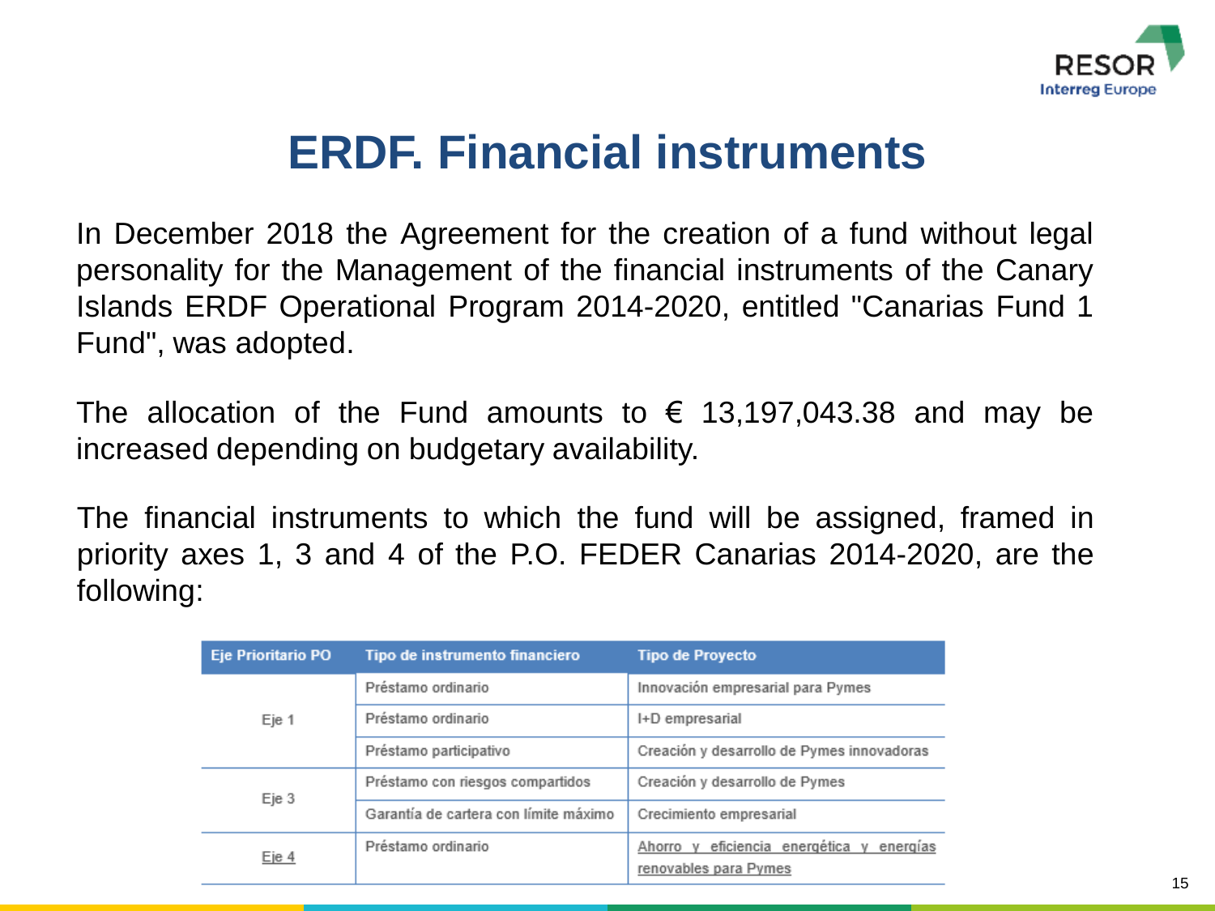# ERDF. Financial instruments

In December 2018 the Agreement for the creation of a fund without legal personality for the Management of the financial instruments of the Canary Islands ERDF Operational Program 2014-2020, entitled "Canarias Fund 1 Fund", was adopted.

The allocation of the Fund amounts to € 13,197,043.38 and may be increased depending on budgetary availability.

The financial instruments to which the fund will be assigned, framed in priority axes 1, 3 and 4 of the P.O. FEDER Canarias 2014-2020, are the following:

| Eje Prioritario PO | Tipo de instrumento financiero | Tipo de Proyecto |
|---|---|---|
| Eje 1 | Préstamo ordinario | Innovación empresarial para Pymes |
| | Préstamo ordinario | I+D empresarial |
| | Préstamo participativo | Creación y desarrollo de Pymes innovadoras |
| Eje 3 | Préstamo con riesgos compartidos | Creación y desarrollo de Pymes |
| | Garantía de cartera con límite máximo | Crecimiento empresarial |
| Eje 4 | Préstamo ordinario | Ahorro y eficiencia energética y energías renovables para Pymes |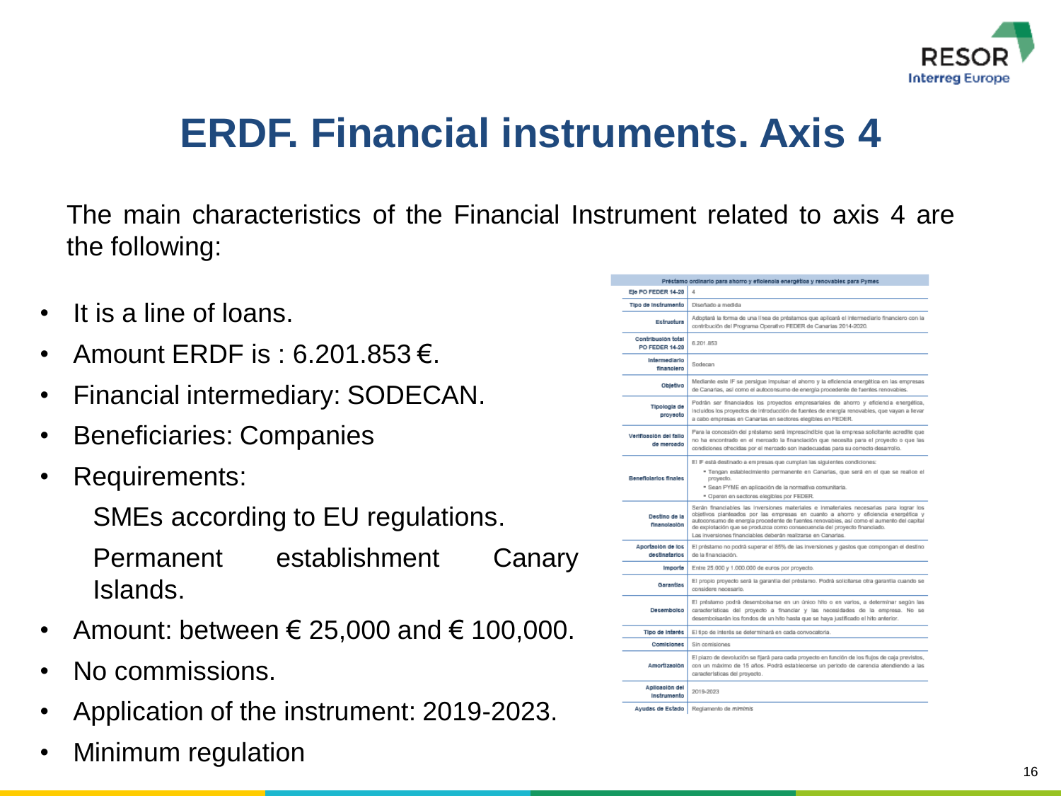# ERDF. Financial instruments. Axis 4

The main characteristics of the Financial Instrument related to axis 4 are the following:

- It is a line of loans.
- Amount ERDF is : 6.201.853 €.
- Financial intermediary: SODECAN.
- Beneficiaries: Companies
- Requirements:

  SMEs according to EU regulations.

  Permanent establishment Canary Islands.
- Amount: between € 25,000 and € 100,000.
- No commissions.
- Application of the instrument: 2019-2023.
- Minimum regulation

| Préstamo ordinario para ahorro y eficiencia energética y renovables para Pymes | |
|---|---|
| Eje PO FEDER 14-20 | 4 |
| Tipo de instrumento | Diseñado a medida |
| Estructura | Adoptará la forma de una línea de préstamos que aplicará el intermediario financiero con la contribución del Programa Operativo FEDER de Canarias 2014-2020. |
| Contribución total PO FEDER 14-20 | 6.201.853 |
| Intermediario financiero | Sodecan |
| Objetivo | Mediante este IF se persigue impulsar el ahorro y la eficiencia energética en las empresas de Canarias, así como el autoconsumo de energía procedente de fuentes renovables. |
| Tipología de proyecto | Podrán ser financiados los proyectos empresariales de ahorro y eficiencia energética, incluidos los proyectos de introducción de fuentes de energía renovables, que vayan a llevar a cabo empresas en Canarias en sectores elegibles en FEDER. |
| Verificación del fallo de mercado | Para la concesión del préstamo será imprescindible que la empresa solicitante acredite que no ha encontrado en el mercado la financiación que necesita para el proyecto o que las condiciones ofrecidas por el mercado son inadecuadas para su correcto desarrollo. |
| Beneficiarios finales | El IF está destinado a empresas que cumplan las siguientes condiciones: • Tengan establecimiento permanente en Canarias, que será en el que se realice el proyecto. • Sean PYME en aplicación de la normativa comunitaria. • Operen en sectores elegibles por FEDER. |
| Destino de la financiación | Serán financiables las inversiones materiales e inmateriales necesarias para lograr los objetivos planteados por las empresas en cuanto a ahorro y eficiencia energética y autoconsumo de energía procedente de fuentes renovables, así como el aumento del capital de explotación que se produzca como consecuencia del proyecto financiado. Las inversiones financiables deberán realizarse en Canarias. |
| Aportación de los destinatarios | El préstamo no podrá superar el 85% de las inversiones y gastos que compongan el destino de la financiación. |
| Importe | Entre 25.000 y 1.000.000 de euros por proyecto. |
| Garantías | El propio proyecto será la garantía del préstamo. Podrá solicitarse otra garantía cuando se considere necesario. |
| Desembolso | El préstamo podrá desembolsarse en un único hito o en varios, a determinar según las características del proyecto a financiar y las necesidades de la empresa. No se desembolsarán los fondos de un hito hasta que se haya justificado el hito anterior. |
| Tipo de interés | El tipo de interés se determinará en cada convocatoria. |
| Comisiones | Sin comisiones |
| Amortización | El plazo de devolución se fijará para cada proyecto en función de los flujos de caja previstos, con un máximo de 15 años. Podrá establecerse un periodo de carencia atendiendo a las características del proyecto. |
| Aplicación del instrumento | 2019-2023 |
| Ayudas de Estado | Reglamento de *mínimis* |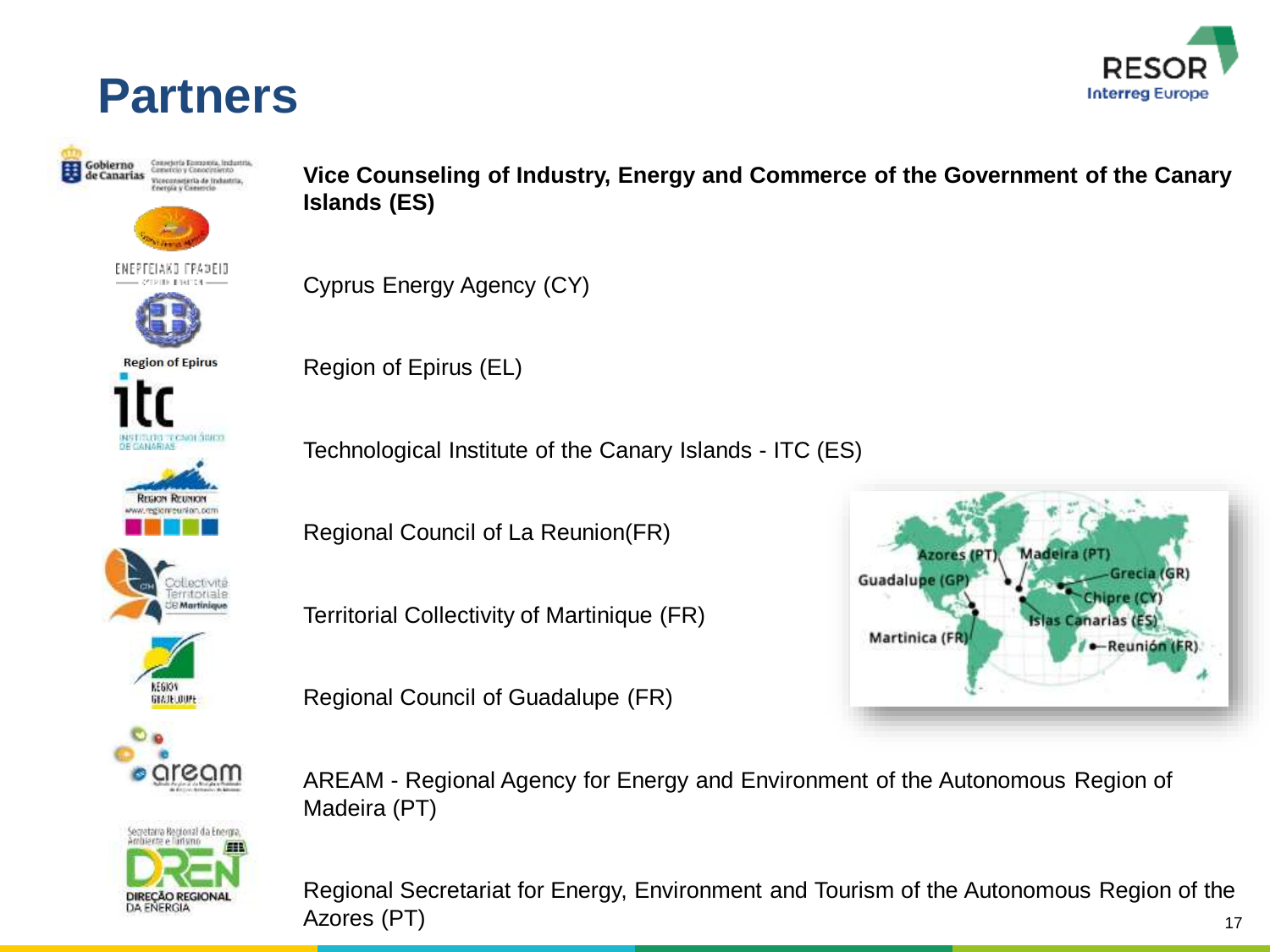# Partners

**Vice Counseling of Industry, Energy and Commerce of the Government of the Canary Islands (ES)**

Cyprus Energy Agency (CY)

Region of Epirus (EL)

Technological Institute of the Canary Islands - ITC (ES)

Regional Council of La Reunion(FR)

Territorial Collectivity of Martinique (FR)

Regional Council of Guadalupe (FR)

AREAM - Regional Agency for Energy and Environment of the Autonomous Region of Madeira (PT)

Regional Secretariat for Energy, Environment and Tourism of the Autonomous Region of the Azores (PT)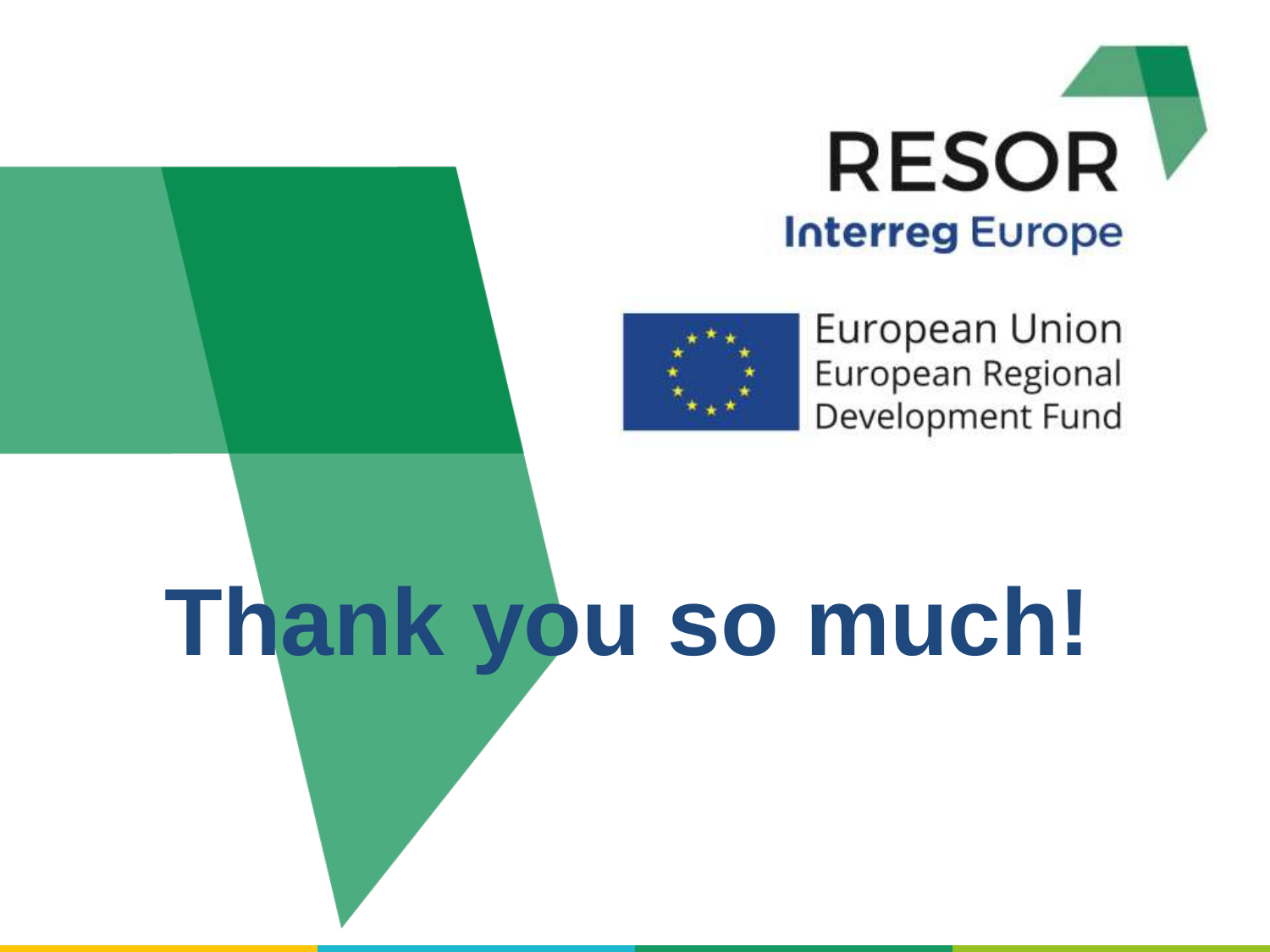RESOR

Interreg Europe

European Union
European Regional
Development Fund

# Thank you so much!